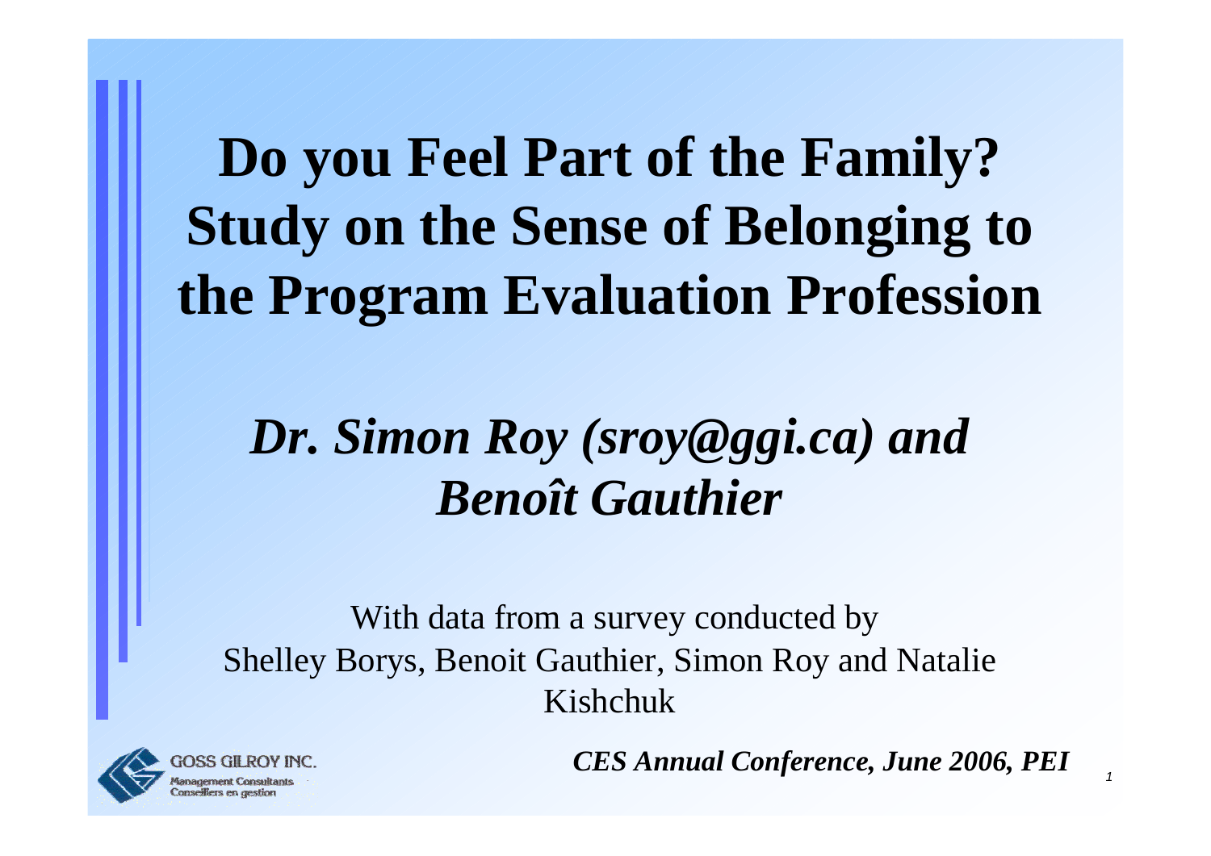# Do you Feel Part of the Family? Study on the Sense of Belonging to the Program Evaluation Profession

## *Dr. Simon Roy (sroy@ggi.ca) and Benoît Gauthier*

With data from a survey conducted by Shelley Borys, Benoit Gauthier, Simon Roy and Natalie Kishchuk

GOSS GILROY INC.
Management Consultants
Conseillers en gestion

***CES Annual Conference, June 2006, PEI***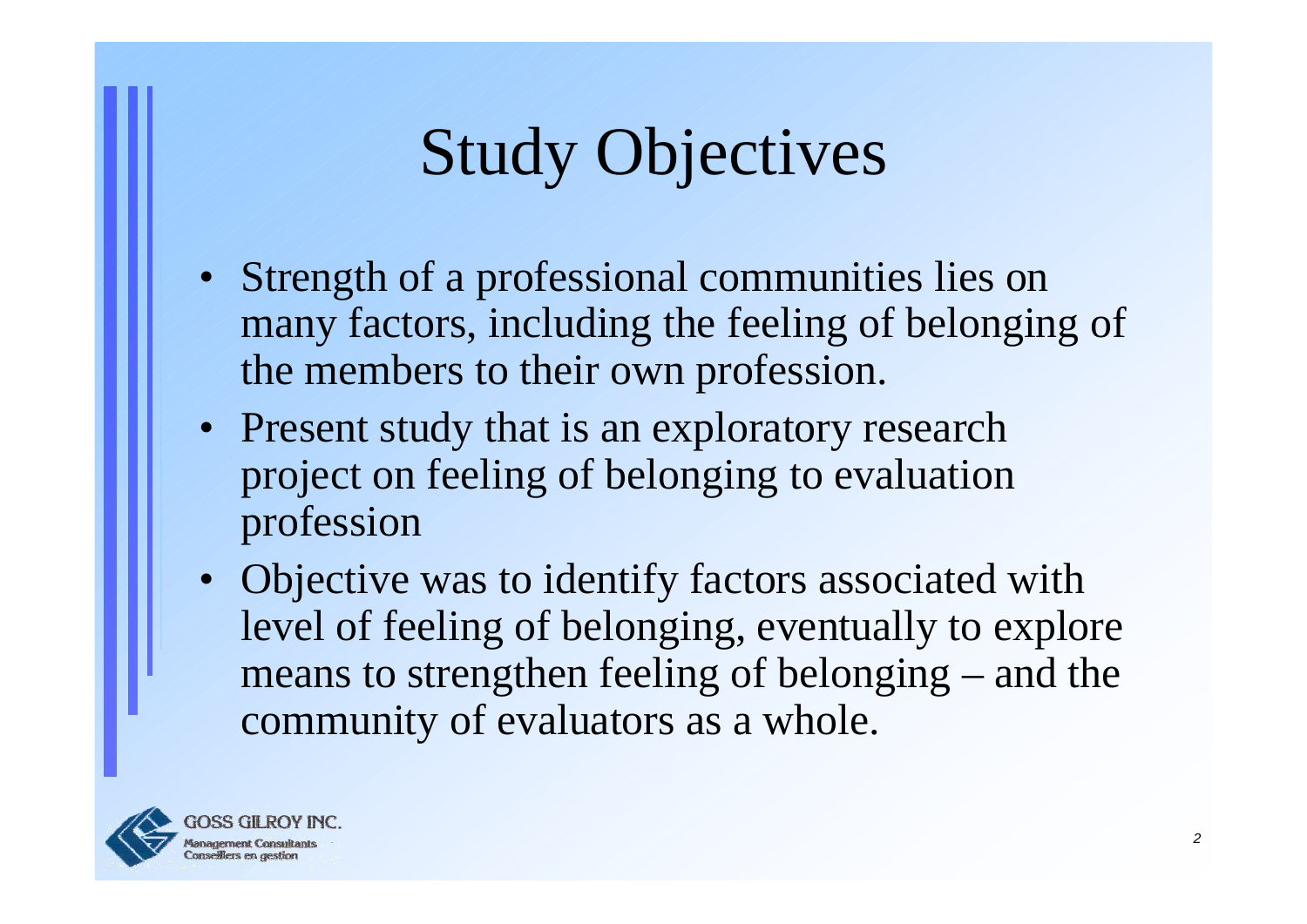# Study Objectives

- Strength of a professional communities lies on many factors, including the feeling of belonging of the members to their own profession.
- Present study that is an exploratory research project on feeling of belonging to evaluation profession
- Objective was to identify factors associated with level of feeling of belonging, eventually to explore means to strengthen feeling of belonging – and the community of evaluators as a whole.

GOSS GILROY INC.
Management Consultants
Conseillers en gestion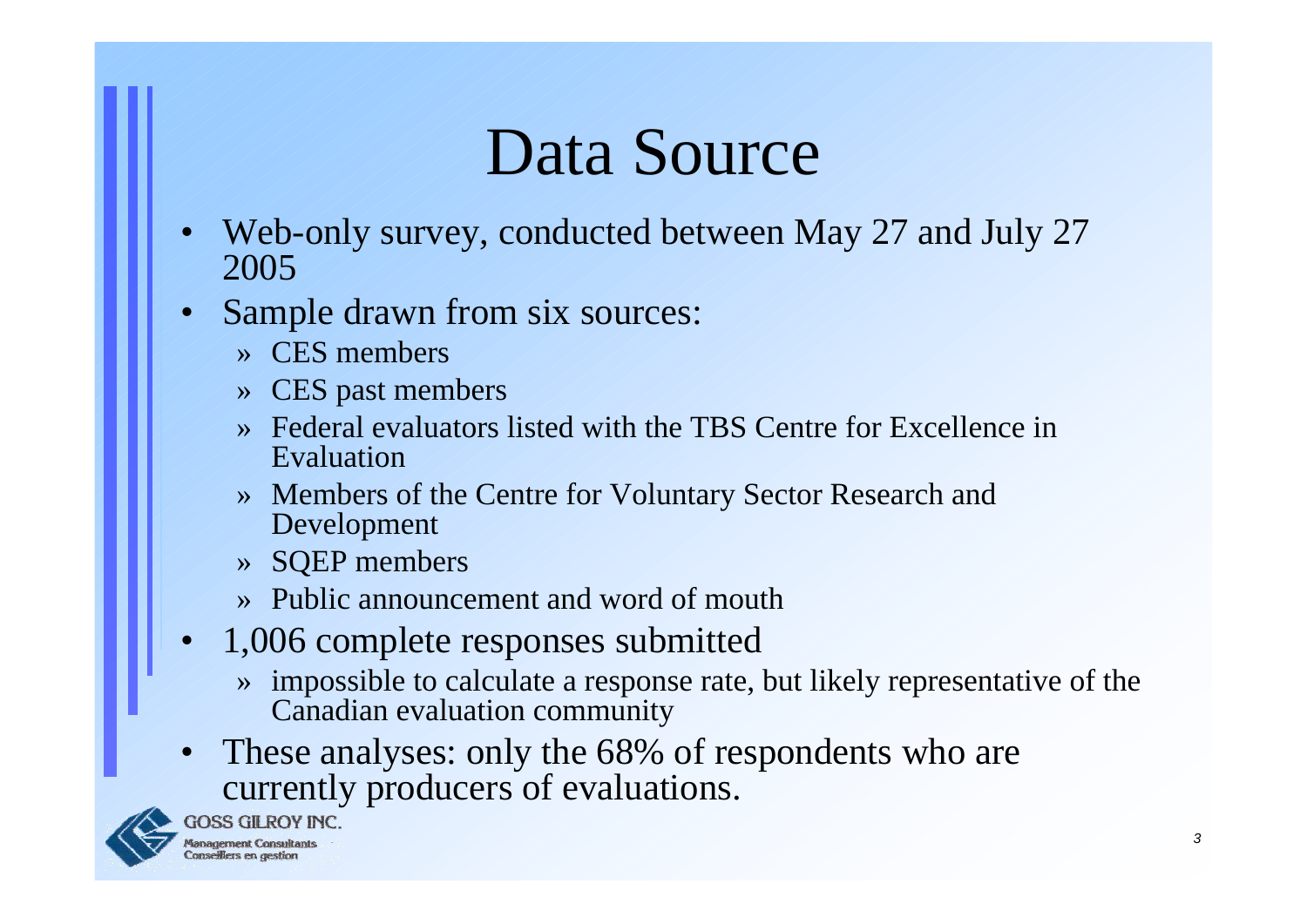# Data Source

- Web-only survey, conducted between May 27 and July 27 2005
- Sample drawn from six sources:
  - » CES members
  - » CES past members
  - » Federal evaluators listed with the TBS Centre for Excellence in Evaluation
  - » Members of the Centre for Voluntary Sector Research and Development
  - » SQEP members
  - » Public announcement and word of mouth
- 1,006 complete responses submitted
  - » impossible to calculate a response rate, but likely representative of the Canadian evaluation community
- These analyses: only the 68% of respondents who are currently producers of evaluations.

GOSS GILROY INC.
Management Consultants
Conseillers en gestion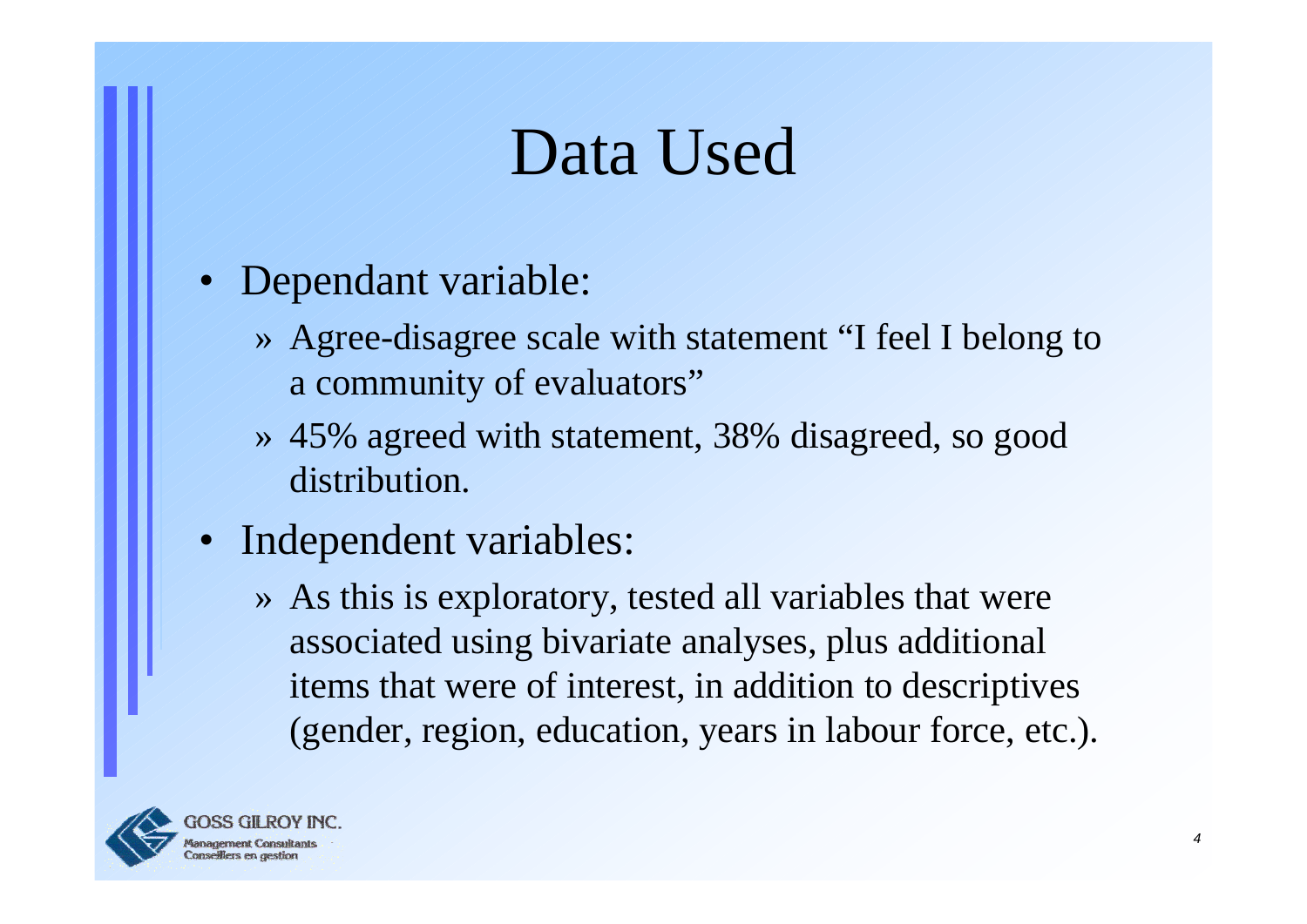# Data Used

- Dependant variable:
  - » Agree-disagree scale with statement "I feel I belong to a community of evaluators"
  - » 45% agreed with statement, 38% disagreed, so good distribution.
- Independent variables:
  - » As this is exploratory, tested all variables that were associated using bivariate analyses, plus additional items that were of interest, in addition to descriptives (gender, region, education, years in labour force, etc.).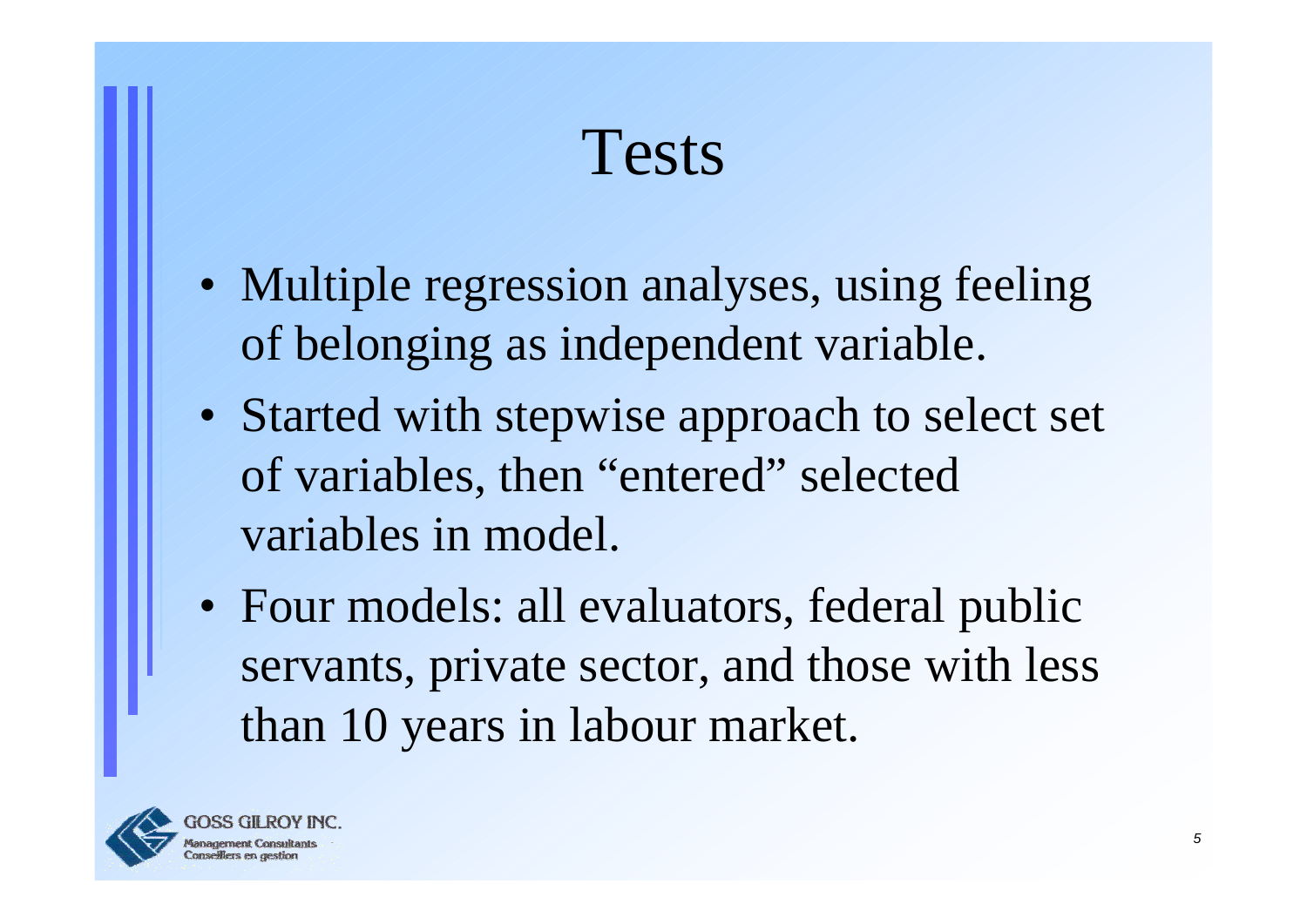# Tests

- Multiple regression analyses, using feeling of belonging as independent variable.
- Started with stepwise approach to select set of variables, then "entered" selected variables in model.
- Four models: all evaluators, federal public servants, private sector, and those with less than 10 years in labour market.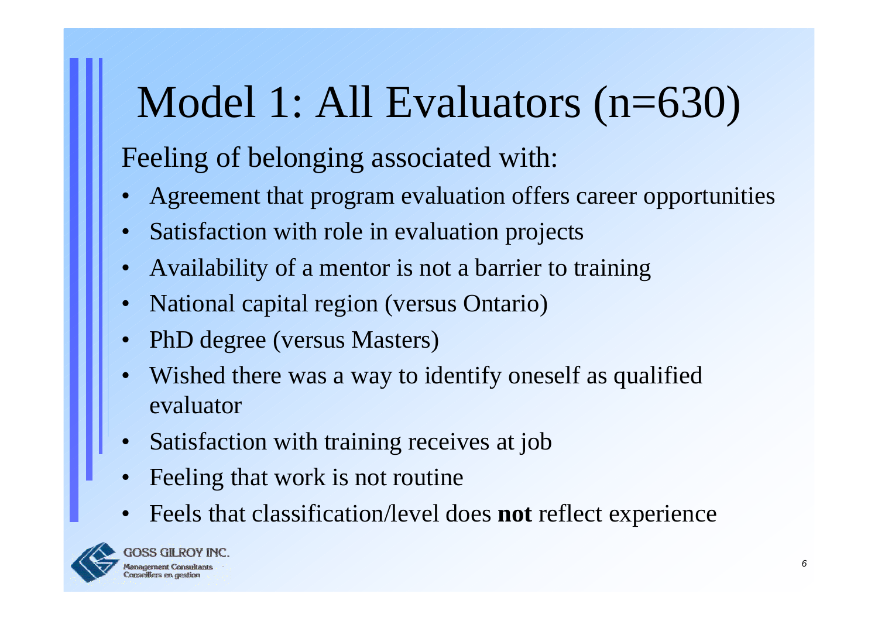# Model 1: All Evaluators (n=630)

Feeling of belonging associated with:

- Agreement that program evaluation offers career opportunities
- Satisfaction with role in evaluation projects
- Availability of a mentor is not a barrier to training
- National capital region (versus Ontario)
- PhD degree (versus Masters)
- Wished there was a way to identify oneself as qualified evaluator
- Satisfaction with training receives at job
- Feeling that work is not routine
- Feels that classification/level does **not** reflect experience

GOSS GILROY INC.
Management Consultants
Conseillers en gestion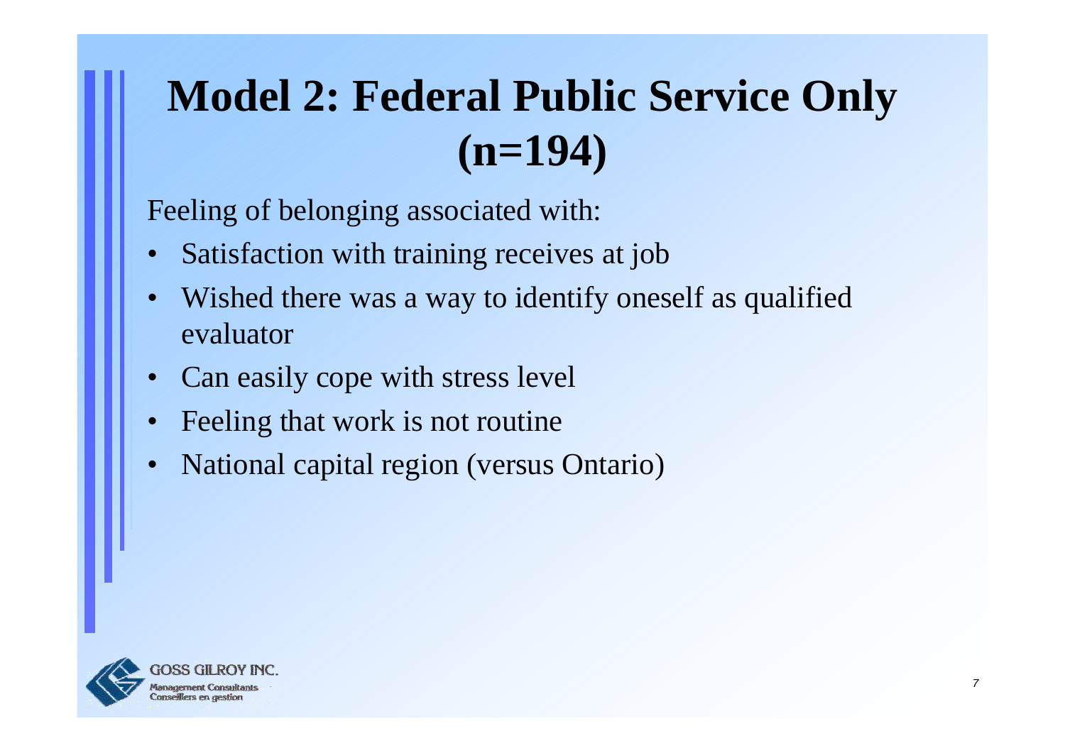# Model 2: Federal Public Service Only (n=194)

Feeling of belonging associated with:

- Satisfaction with training receives at job
- Wished there was a way to identify oneself as qualified evaluator
- Can easily cope with stress level
- Feeling that work is not routine
- National capital region (versus Ontario)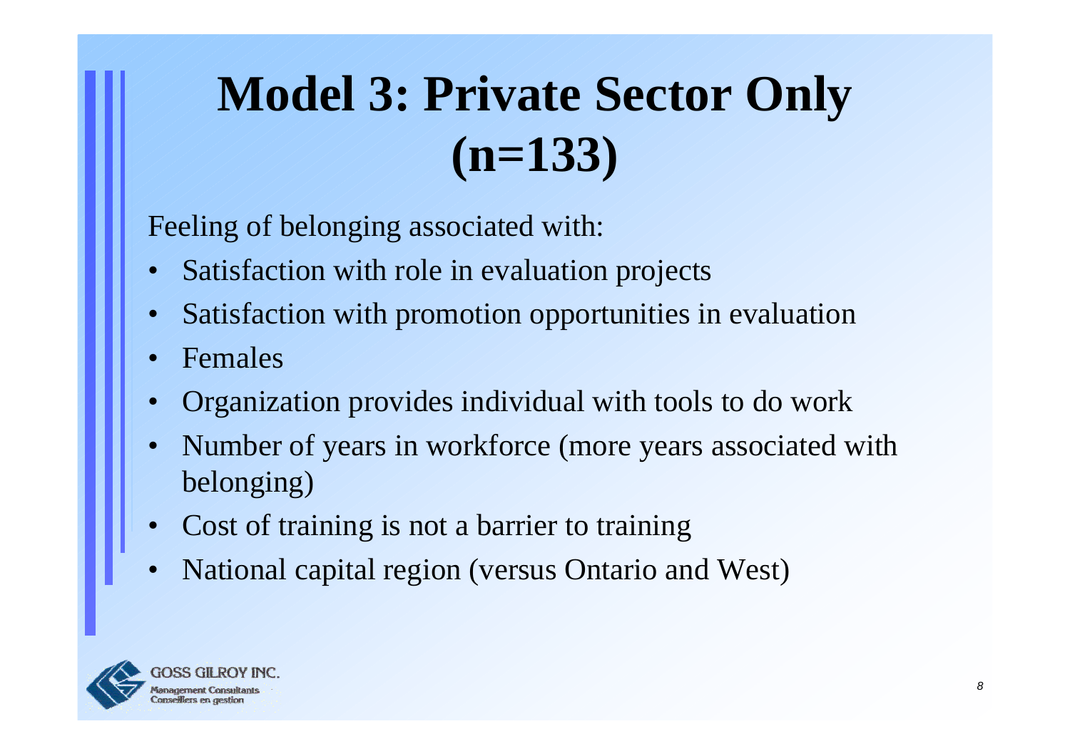# Model 3: Private Sector Only (n=133)

Feeling of belonging associated with:

- Satisfaction with role in evaluation projects
- Satisfaction with promotion opportunities in evaluation
- Females
- Organization provides individual with tools to do work
- Number of years in workforce (more years associated with belonging)
- Cost of training is not a barrier to training
- National capital region (versus Ontario and West)

GOSS GILROY INC.
Management Consultants
Conseillers en gestion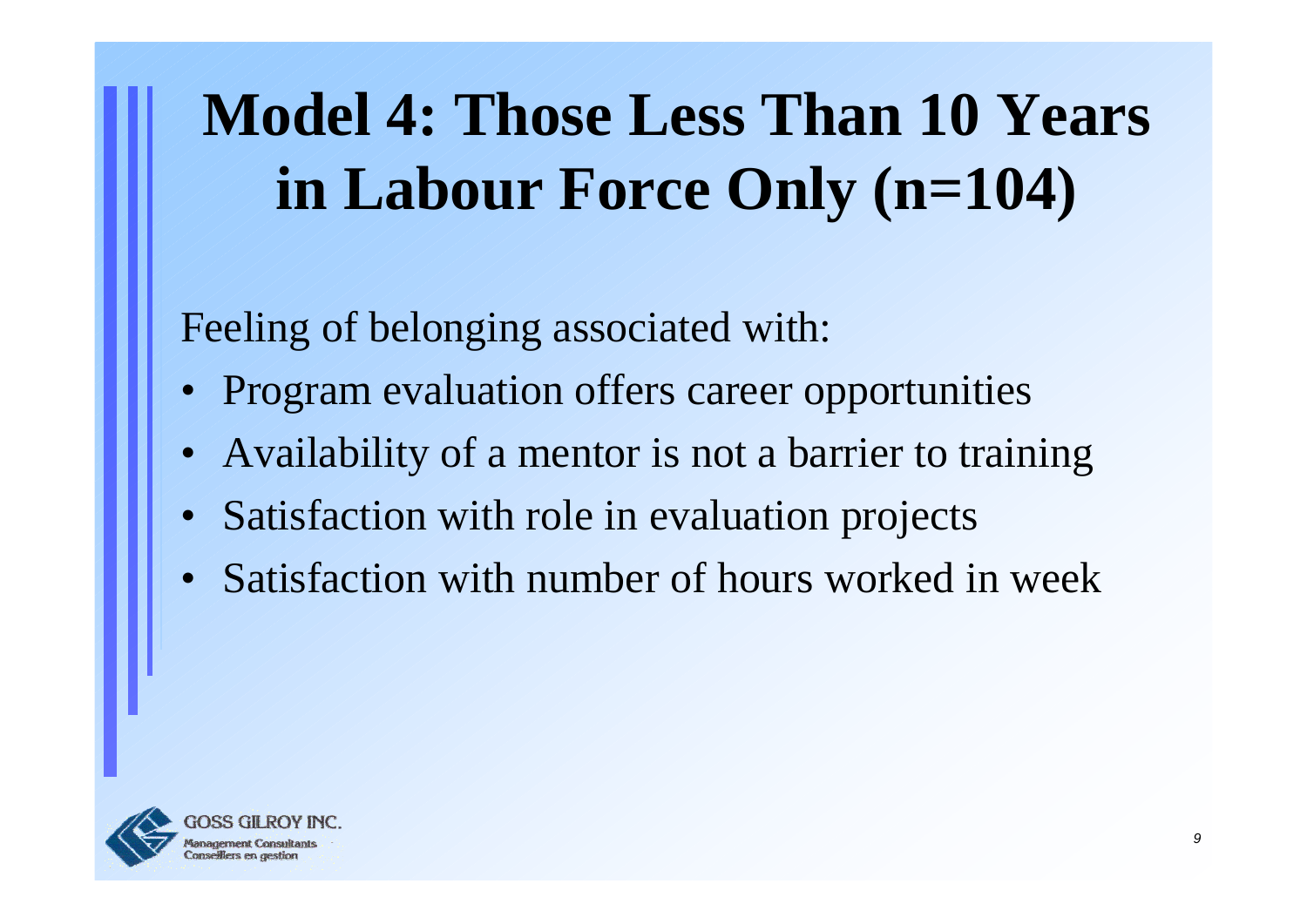# Model 4: Those Less Than 10 Years in Labour Force Only (n=104)

Feeling of belonging associated with:

- Program evaluation offers career opportunities
- Availability of a mentor is not a barrier to training
- Satisfaction with role in evaluation projects
- Satisfaction with number of hours worked in week

GOSS GILROY INC.
Management Consultants
Conseillers en gestion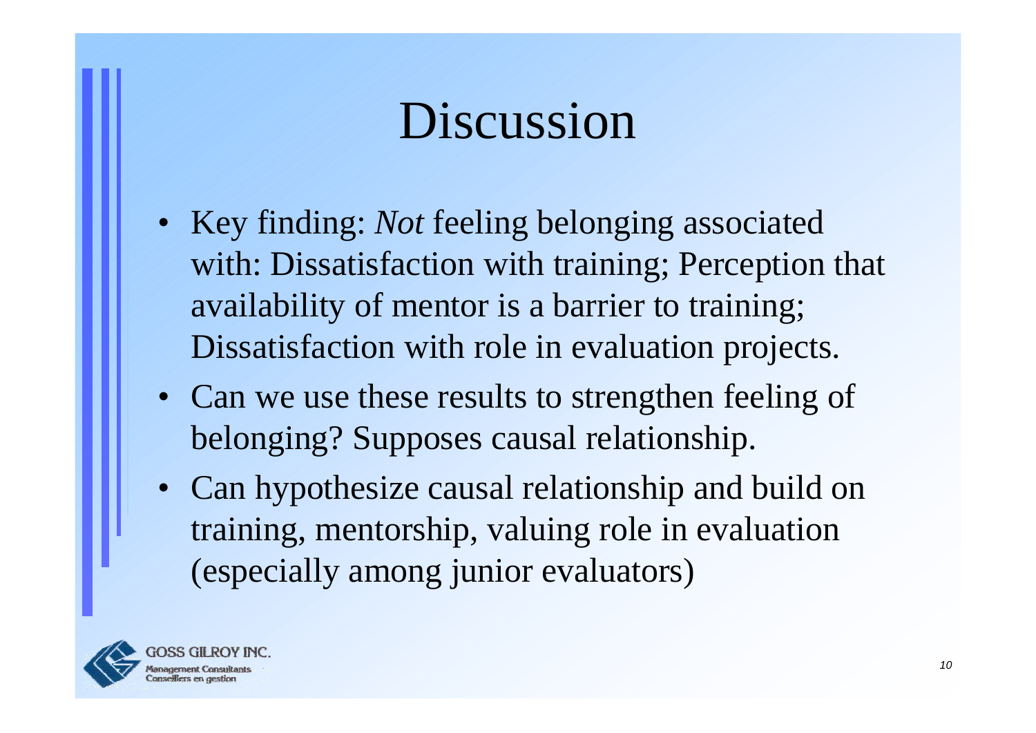# Discussion

- Key finding: *Not* feeling belonging associated with: Dissatisfaction with training; Perception that availability of mentor is a barrier to training; Dissatisfaction with role in evaluation projects.
- Can we use these results to strengthen feeling of belonging? Supposes causal relationship.
- Can hypothesize causal relationship and build on training, mentorship, valuing role in evaluation (especially among junior evaluators)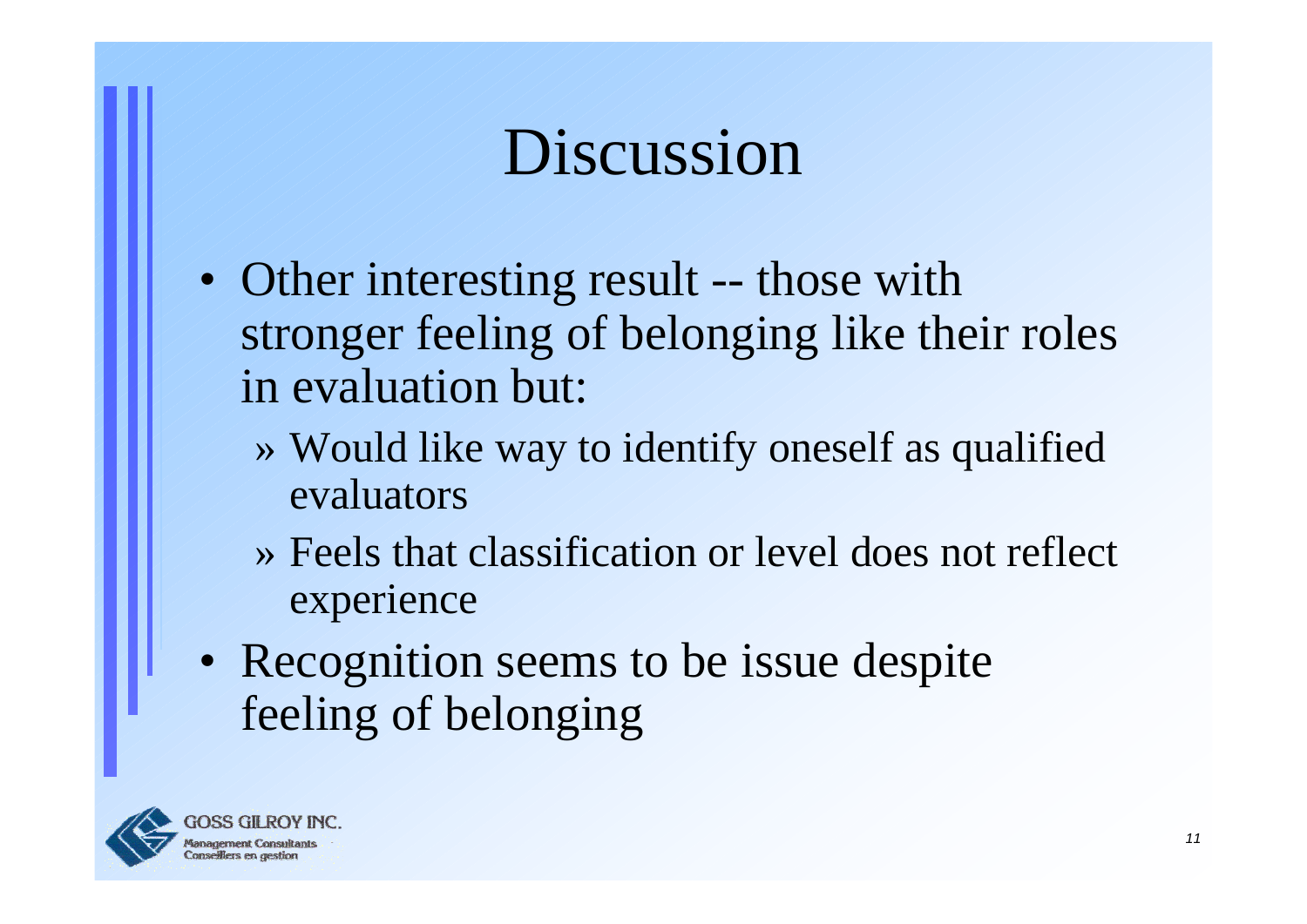# Discussion

- Other interesting result -- those with stronger feeling of belonging like their roles in evaluation but:
  - » Would like way to identify oneself as qualified evaluators
  - » Feels that classification or level does not reflect experience
- Recognition seems to be issue despite feeling of belonging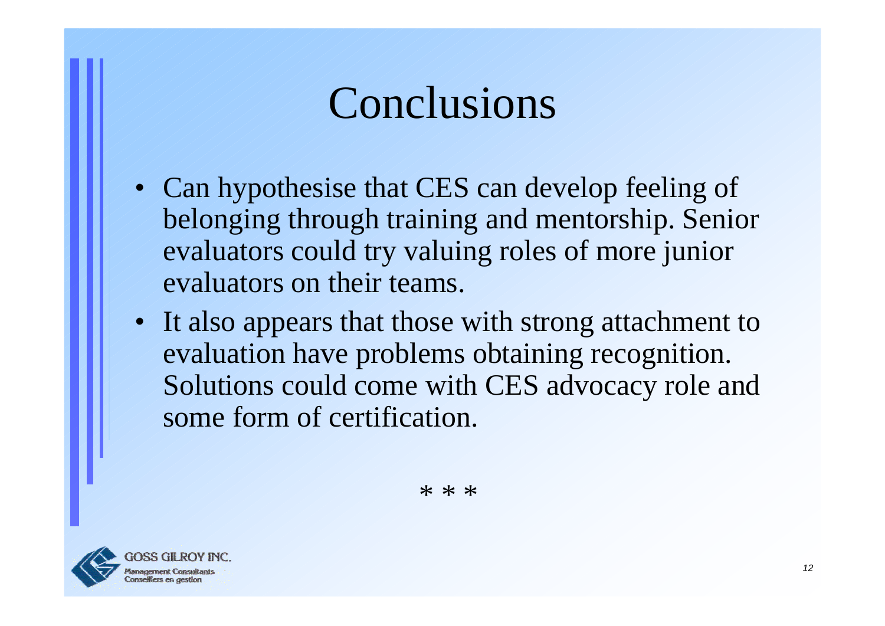# Conclusions

- Can hypothesise that CES can develop feeling of belonging through training and mentorship. Senior evaluators could try valuing roles of more junior evaluators on their teams.
- It also appears that those with strong attachment to evaluation have problems obtaining recognition. Solutions could come with CES advocacy role and some form of certification.

* * *

GOSS GILROY INC.
Management Consultants
Conseillers en gestion